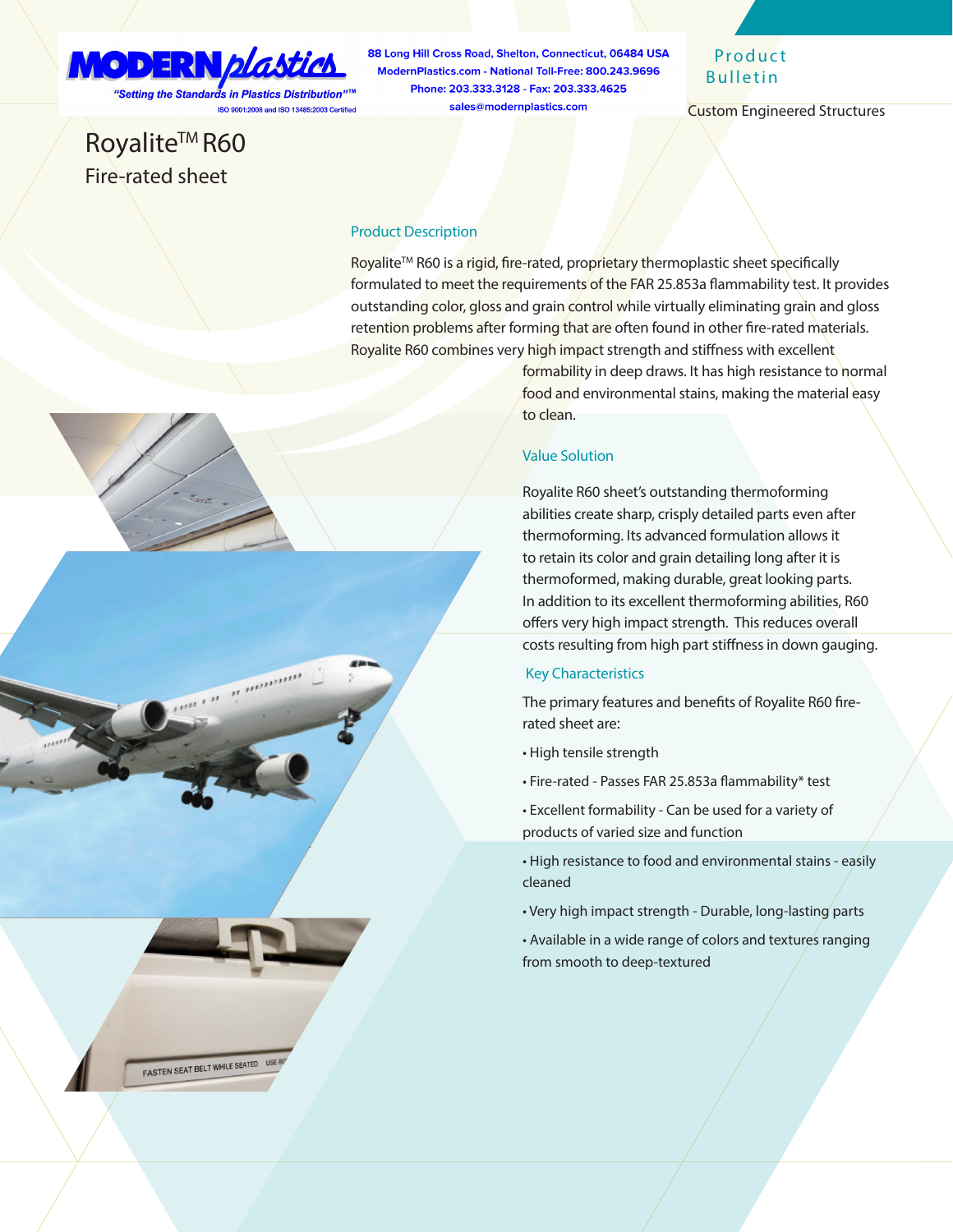MODERN plastics

"Setting the Standards in Plastics Distribution"™

ISO 9001:2008 and ISO 13485:2003 Certified

88 Long Hill Cross Road, Shelton, Connecticut, 06484 USA
ModernPlastics.com - National Toll-Free: 800.243.9696
Phone: 203.333.3128 - Fax: 203.333.4625
sales@modernplastics.com

Product Bulletin

Custom Engineered Structures

# Royalite™ R60

## Fire-rated sheet

### Product Description

Royalite™ R60 is a rigid, fire-rated, proprietary thermoplastic sheet specifically formulated to meet the requirements of the FAR 25.853a flammability test. It provides outstanding color, gloss and grain control while virtually eliminating grain and gloss retention problems after forming that are often found in other fire-rated materials. Royalite R60 combines very high impact strength and stiffness with excellent formability in deep draws. It has high resistance to normal food and environmental stains, making the material easy to clean.

### Value Solution

Royalite R60 sheet's outstanding thermoforming abilities create sharp, crisply detailed parts even after thermoforming. Its advanced formulation allows it to retain its color and grain detailing long after it is thermoformed, making durable, great looking parts. In addition to its excellent thermoforming abilities, R60 offers very high impact strength. This reduces overall costs resulting from high part stiffness in down gauging.

### Key Characteristics

The primary features and benefits of Royalite R60 fire-rated sheet are:

- High tensile strength
- Fire-rated - Passes FAR 25.853a flammability* test
- Excellent formability - Can be used for a variety of products of varied size and function
- High resistance to food and environmental stains - easily cleaned
- Very high impact strength - Durable, long-lasting parts
- Available in a wide range of colors and textures ranging from smooth to deep-textured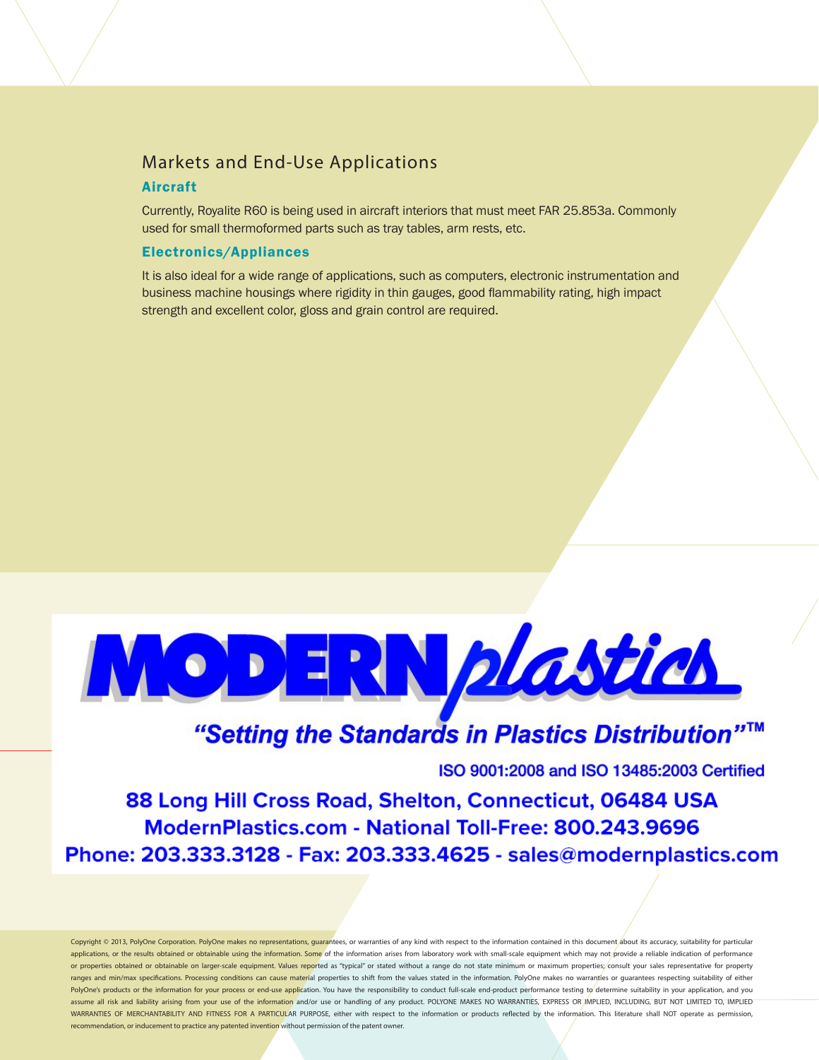## Markets and End-Use Applications

### Aircraft

Currently, Royalite R60 is being used in aircraft interiors that must meet FAR 25.853a. Commonly used for small thermoformed parts such as tray tables, arm rests, etc.

### Electronics/Appliances

It is also ideal for a wide range of applications, such as computers, electronic instrumentation and business machine housings where rigidity in thin gauges, good flammability rating, high impact strength and excellent color, gloss and grain control are required.

**MODERN plastics**

*"Setting the Standards in Plastics Distribution"™*

ISO 9001:2008 and ISO 13485:2003 Certified

**88 Long Hill Cross Road, Shelton, Connecticut, 06484 USA**
**ModernPlastics.com - National Toll-Free: 800.243.9696**
**Phone: 203.333.3128 - Fax: 203.333.4625 - sales@modernplastics.com**

Copyright © 2013, PolyOne Corporation. PolyOne makes no representations, guarantees, or warranties of any kind with respect to the information contained in this document about its accuracy, suitability for particular applications, or the results obtained or obtainable using the information. Some of the information arises from laboratory work with small-scale equipment which may not provide a reliable indication of performance or properties obtained or obtainable on larger-scale equipment. Values reported as "typical" or stated without a range do not state minimum or maximum properties; consult your sales representative for property ranges and min/max specifications. Processing conditions can cause material properties to shift from the values stated in the information. PolyOne makes no warranties or guarantees respecting suitability of either PolyOne's products or the information for your process or end-use application. You have the responsibility to conduct full-scale end-product performance testing to determine suitability in your application, and you assume all risk and liability arising from your use of the information and/or use or handling of any product. POLYONE MAKES NO WARRANTIES, EXPRESS OR IMPLIED, INCLUDING, BUT NOT LIMITED TO, IMPLIED WARRANTIES OF MERCHANTABILITY AND FITNESS FOR A PARTICULAR PURPOSE, either with respect to the information or products reflected by the information. This literature shall NOT operate as permission, recommendation, or inducement to practice any patented invention without permission of the patent owner.